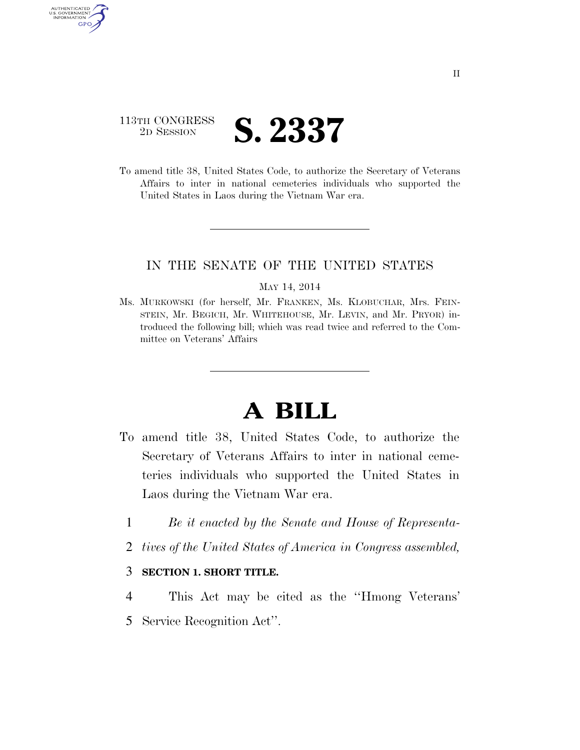113TH CONGRESS
2D SESSION

# S. 2337

To amend title 38, United States Code, to authorize the Secretary of Veterans Affairs to inter in national cemeteries individuals who supported the United States in Laos during the Vietnam War era.

IN THE SENATE OF THE UNITED STATES

MAY 14, 2014

Ms. MURKOWSKI (for herself, Mr. FRANKEN, Ms. KLOBUCHAR, Mrs. FEINSTEIN, Mr. BEGICH, Mr. WHITEHOUSE, Mr. LEVIN, and Mr. PRYOR) introduced the following bill; which was read twice and referred to the Committee on Veterans' Affairs

# A BILL

To amend title 38, United States Code, to authorize the Secretary of Veterans Affairs to inter in national cemeteries individuals who supported the United States in Laos during the Vietnam War era.

1 *Be it enacted by the Senate and House of Representa-*
2 *tives of the United States of America in Congress assembled,*

3 **SECTION 1. SHORT TITLE.**

4 This Act may be cited as the ''Hmong Veterans'
5 Service Recognition Act''.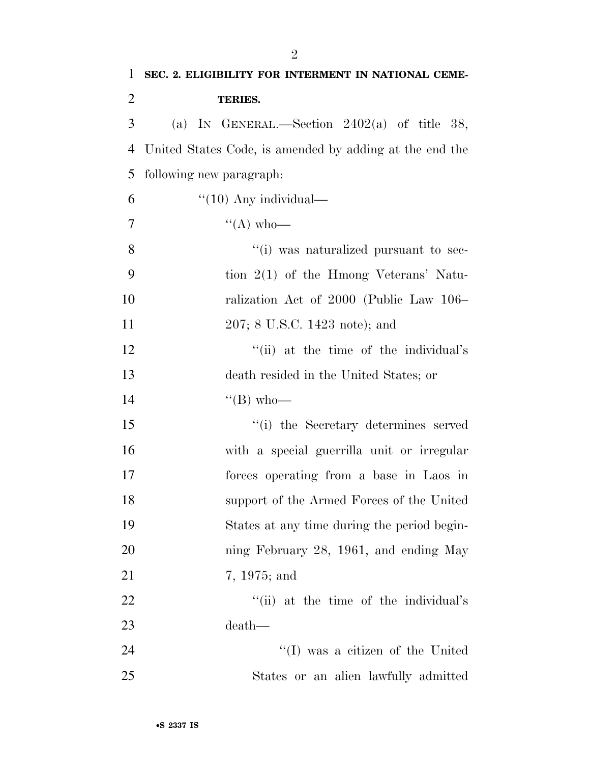**SEC. 2. ELIGIBILITY FOR INTERMENT IN NATIONAL CEMETERIES.**

(a) IN GENERAL.—Section 2402(a) of title 38, United States Code, is amended by adding at the end the following new paragraph:

"(10) Any individual—

"(A) who—

"(i) was naturalized pursuant to section 2(1) of the Hmong Veterans' Naturalization Act of 2000 (Public Law 106–207; 8 U.S.C. 1423 note); and

"(ii) at the time of the individual's death resided in the United States; or

"(B) who—

"(i) the Secretary determines served with a special guerrilla unit or irregular forces operating from a base in Laos in support of the Armed Forces of the United States at any time during the period beginning February 28, 1961, and ending May 7, 1975; and

"(ii) at the time of the individual's death—

"(I) was a citizen of the United States or an alien lawfully admitted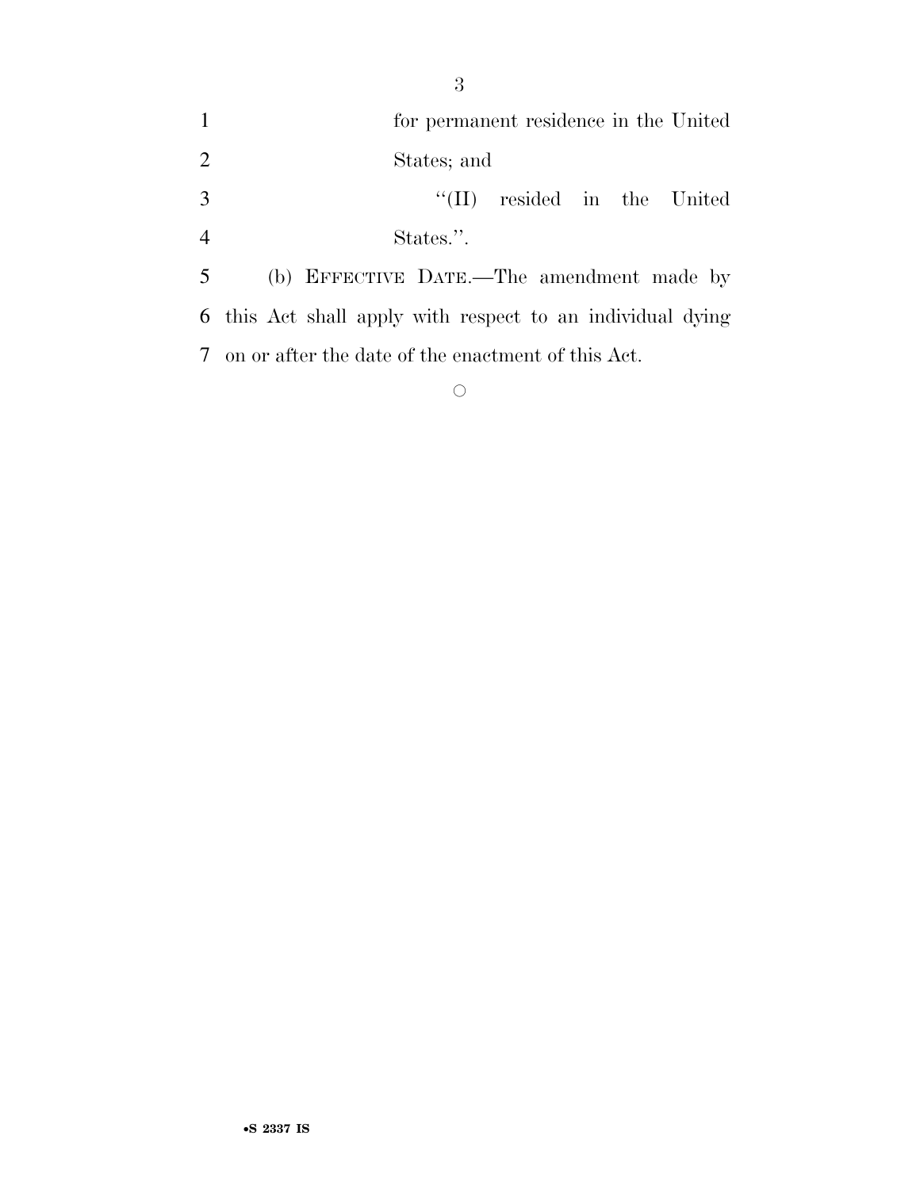for permanent residence in the United States; and

"(II) resided in the United States.".

(b) EFFECTIVE DATE.—The amendment made by this Act shall apply with respect to an individual dying on or after the date of the enactment of this Act.

○